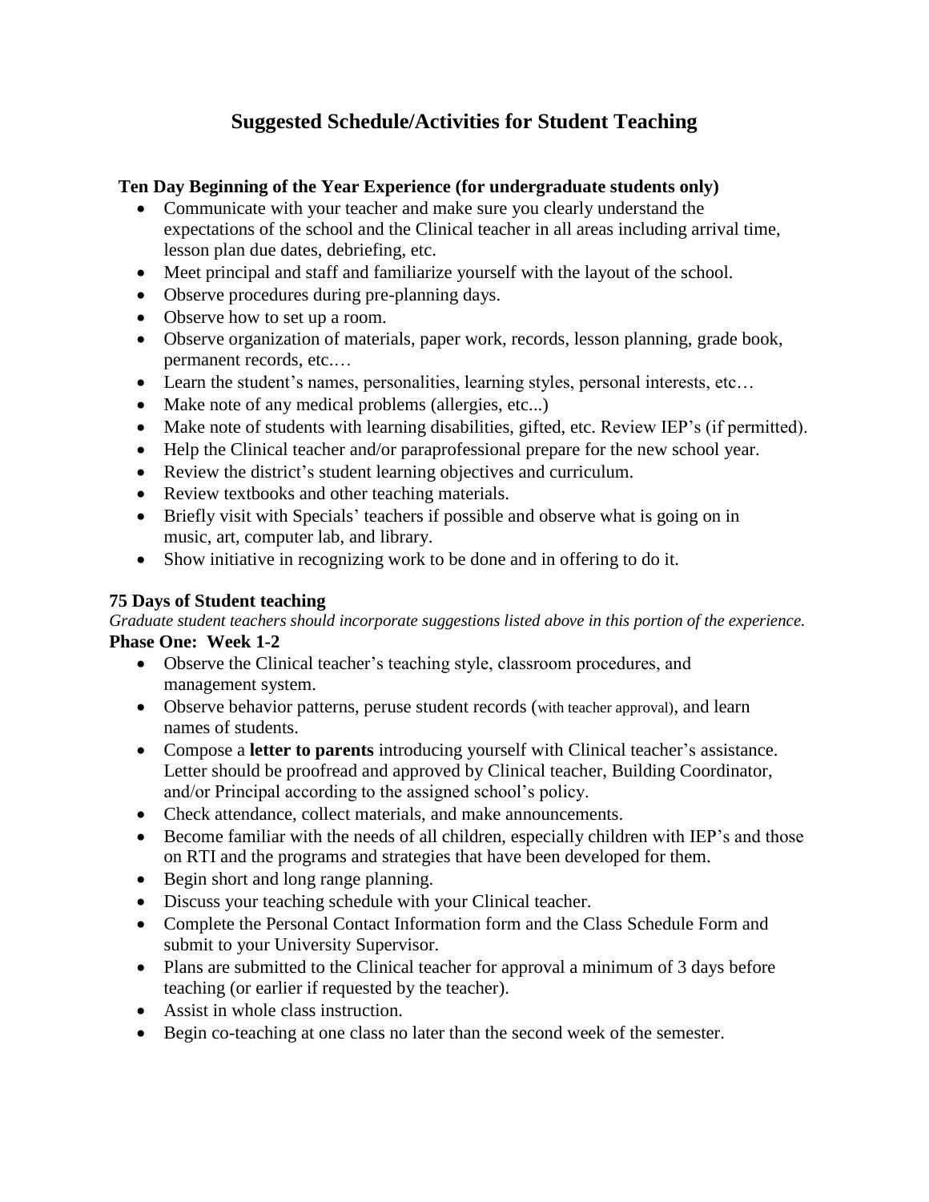# Suggested Schedule/Activities for Student Teaching

## Ten Day Beginning of the Year Experience (for undergraduate students only)

- Communicate with your teacher and make sure you clearly understand the expectations of the school and the Clinical teacher in all areas including arrival time, lesson plan due dates, debriefing, etc.
- Meet principal and staff and familiarize yourself with the layout of the school.
- Observe procedures during pre-planning days.
- Observe how to set up a room.
- Observe organization of materials, paper work, records, lesson planning, grade book, permanent records, etc.…
- Learn the student's names, personalities, learning styles, personal interests, etc…
- Make note of any medical problems (allergies, etc...)
- Make note of students with learning disabilities, gifted, etc. Review IEP's (if permitted).
- Help the Clinical teacher and/or paraprofessional prepare for the new school year.
- Review the district's student learning objectives and curriculum.
- Review textbooks and other teaching materials.
- Briefly visit with Specials' teachers if possible and observe what is going on in music, art, computer lab, and library.
- Show initiative in recognizing work to be done and in offering to do it.

## 75 Days of Student teaching

*Graduate student teachers should incorporate suggestions listed above in this portion of the experience.*

### Phase One: Week 1-2

- Observe the Clinical teacher's teaching style, classroom procedures, and management system.
- Observe behavior patterns, peruse student records (with teacher approval), and learn names of students.
- Compose a **letter to parents** introducing yourself with Clinical teacher's assistance. Letter should be proofread and approved by Clinical teacher, Building Coordinator, and/or Principal according to the assigned school's policy.
- Check attendance, collect materials, and make announcements.
- Become familiar with the needs of all children, especially children with IEP's and those on RTI and the programs and strategies that have been developed for them.
- Begin short and long range planning.
- Discuss your teaching schedule with your Clinical teacher.
- Complete the Personal Contact Information form and the Class Schedule Form and submit to your University Supervisor.
- Plans are submitted to the Clinical teacher for approval a minimum of 3 days before teaching (or earlier if requested by the teacher).
- Assist in whole class instruction.
- Begin co-teaching at one class no later than the second week of the semester.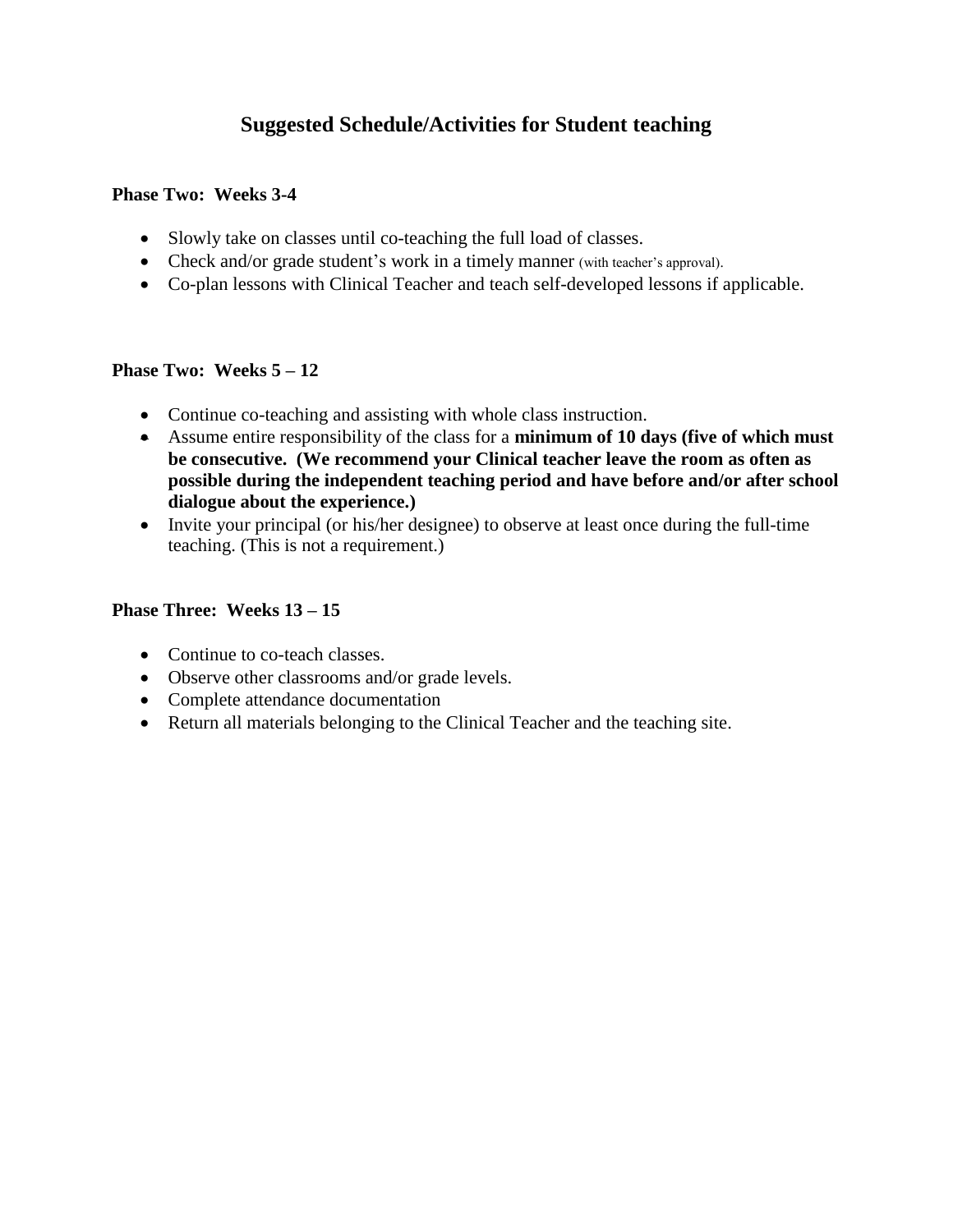## Suggested Schedule/Activities for Student teaching

**Phase Two: Weeks 3-4**

- Slowly take on classes until co-teaching the full load of classes.
- Check and/or grade student's work in a timely manner (with teacher's approval).
- Co-plan lessons with Clinical Teacher and teach self-developed lessons if applicable.

**Phase Two: Weeks 5 – 12**

- Continue co-teaching and assisting with whole class instruction.
- Assume entire responsibility of the class for a **minimum of 10 days (five of which must be consecutive. (We recommend your Clinical teacher leave the room as often as possible during the independent teaching period and have before and/or after school dialogue about the experience.)**
- Invite your principal (or his/her designee) to observe at least once during the full-time teaching. (This is not a requirement.)

**Phase Three: Weeks 13 – 15**

- Continue to co-teach classes.
- Observe other classrooms and/or grade levels.
- Complete attendance documentation
- Return all materials belonging to the Clinical Teacher and the teaching site.